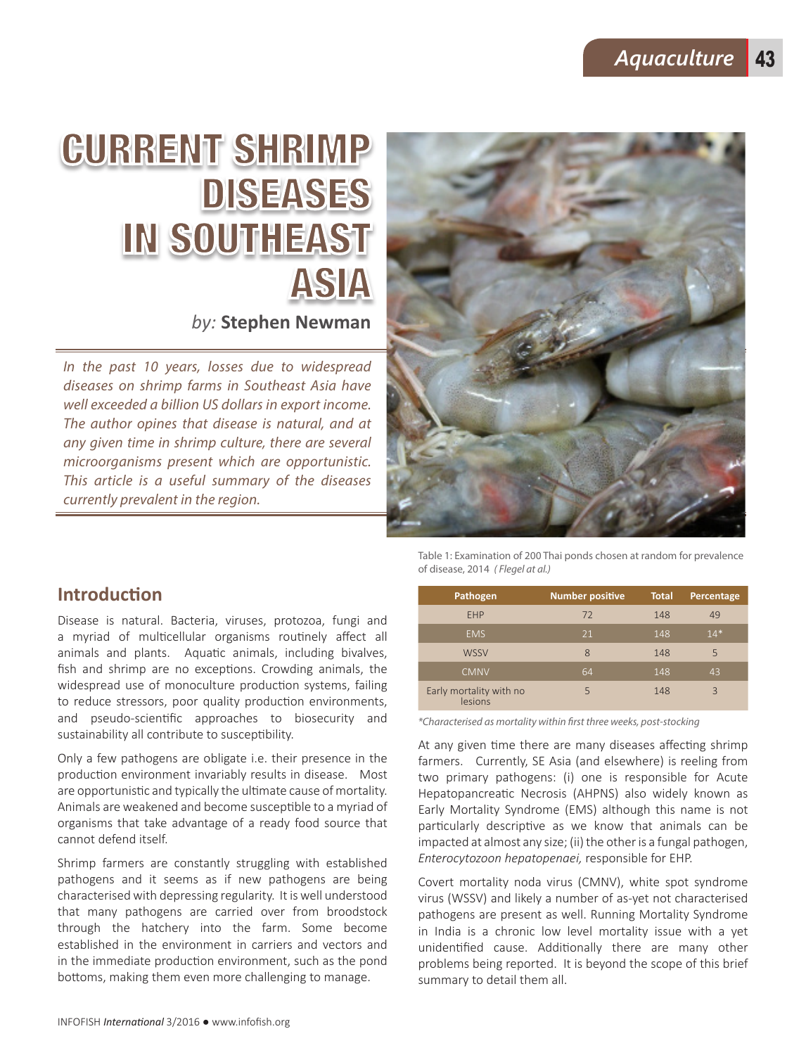# CURRENT SHRIMP DISEASES IN SOUTHEAST ASIA

*by:* **Stephen Newman**

*In the past 10 years, losses due to widespread diseases on shrimp farms in Southeast Asia have well exceeded a billion US dollars in export income. The author opines that disease is natural, and at any given time in shrimp culture, there are several microorganisms present which are opportunistic. This article is a useful summary of the diseases currently prevalent in the region.*

## Introduction

Disease is natural. Bacteria, viruses, protozoa, fungi and a myriad of multicellular organisms routinely affect all animals and plants. Aquatic animals, including bivalves, fish and shrimp are no exceptions. Crowding animals, the widespread use of monoculture production systems, failing to reduce stressors, poor quality production environments, and pseudo-scientific approaches to biosecurity and sustainability all contribute to susceptibility.

Only a few pathogens are obligate i.e. their presence in the production environment invariably results in disease. Most are opportunistic and typically the ultimate cause of mortality. Animals are weakened and become susceptible to a myriad of organisms that take advantage of a ready food source that cannot defend itself.

Shrimp farmers are constantly struggling with established pathogens and it seems as if new pathogens are being characterised with depressing regularity. It is well understood that many pathogens are carried over from broodstock through the hatchery into the farm. Some become established in the environment in carriers and vectors and in the immediate production environment, such as the pond bottoms, making them even more challenging to manage.

Table 1: Examination of 200 Thai ponds chosen at random for prevalence of disease, 2014 *(Flegel at al.)*

| Pathogen | Number positive | Total | Percentage |
|---|---|---|---|
| EHP | 72 | 148 | 49 |
| EMS | 21 | 148 | 14* |
| WSSV | 8 | 148 | 5 |
| CMNV | 64 | 148 | 43 |
| Early mortality with no lesions | 5 | 148 | 3 |

*\*Characterised as mortality within first three weeks, post-stocking*

At any given time there are many diseases affecting shrimp farmers. Currently, SE Asia (and elsewhere) is reeling from two primary pathogens: (i) one is responsible for Acute Hepatopancreatic Necrosis (AHPNS) also widely known as Early Mortality Syndrome (EMS) although this name is not particularly descriptive as we know that animals can be impacted at almost any size; (ii) the other is a fungal pathogen, *Enterocytozoon hepatopenaei,* responsible for EHP.

Covert mortality noda virus (CMNV), white spot syndrome virus (WSSV) and likely a number of as-yet not characterised pathogens are present as well. Running Mortality Syndrome in India is a chronic low level mortality issue with a yet unidentified cause. Additionally there are many other problems being reported. It is beyond the scope of this brief summary to detail them all.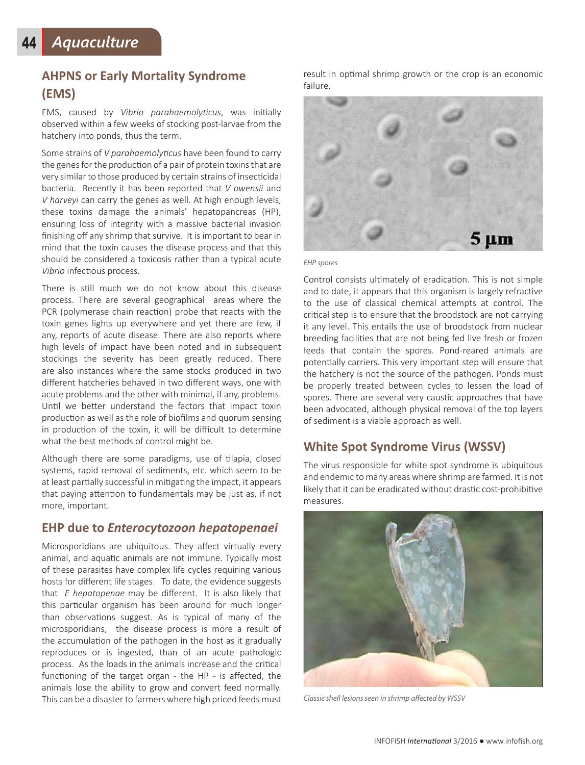## AHPNS or Early Mortality Syndrome (EMS)

EMS, caused by *Vibrio parahaemolyticus*, was initially observed within a few weeks of stocking post-larvae from the hatchery into ponds, thus the term.

Some strains of *V parahaemolyticus* have been found to carry the genes for the production of a pair of protein toxins that are very similar to those produced by certain strains of insecticidal bacteria. Recently it has been reported that *V owensii* and *V harveyi* can carry the genes as well. At high enough levels, these toxins damage the animals' hepatopancreas (HP), ensuring loss of integrity with a massive bacterial invasion finishing off any shrimp that survive. It is important to bear in mind that the toxin causes the disease process and that this should be considered a toxicosis rather than a typical acute *Vibrio* infectious process.

There is still much we do not know about this disease process. There are several geographical areas where the PCR (polymerase chain reaction) probe that reacts with the toxin genes lights up everywhere and yet there are few, if any, reports of acute disease. There are also reports where high levels of impact have been noted and in subsequent stockings the severity has been greatly reduced. There are also instances where the same stocks produced in two different hatcheries behaved in two different ways, one with acute problems and the other with minimal, if any, problems. Until we better understand the factors that impact toxin production as well as the role of biofilms and quorum sensing in production of the toxin, it will be difficult to determine what the best methods of control might be.

Although there are some paradigms, use of tilapia, closed systems, rapid removal of sediments, etc. which seem to be at least partially successful in mitigating the impact, it appears that paying attention to fundamentals may be just as, if not more, important.

## EHP due to *Enterocytozoon hepatopenaei*

Microsporidians are ubiquitous. They affect virtually every animal, and aquatic animals are not immune. Typically most of these parasites have complex life cycles requiring various hosts for different life stages. To date, the evidence suggests that *E hepatopenae* may be different. It is also likely that this particular organism has been around for much longer than observations suggest. As is typical of many of the microsporidians, the disease process is more a result of the accumulation of the pathogen in the host as it gradually reproduces or is ingested, than of an acute pathologic process. As the loads in the animals increase and the critical functioning of the target organ - the HP - is affected, the animals lose the ability to grow and convert feed normally. This can be a disaster to farmers where high priced feeds must result in optimal shrimp growth or the crop is an economic failure.

*EHP spores*

Control consists ultimately of eradication. This is not simple and to date, it appears that this organism is largely refractive to the use of classical chemical attempts at control. The critical step is to ensure that the broodstock are not carrying it any level. This entails the use of broodstock from nuclear breeding facilities that are not being fed live fresh or frozen feeds that contain the spores. Pond-reared animals are potentially carriers. This very important step will ensure that the hatchery is not the source of the pathogen. Ponds must be properly treated between cycles to lessen the load of spores. There are several very caustic approaches that have been advocated, although physical removal of the top layers of sediment is a viable approach as well.

## White Spot Syndrome Virus (WSSV)

The virus responsible for white spot syndrome is ubiquitous and endemic to many areas where shrimp are farmed. It is not likely that it can be eradicated without drastic cost-prohibitive measures.

*Classic shell lesions seen in shrimp affected by WSSV*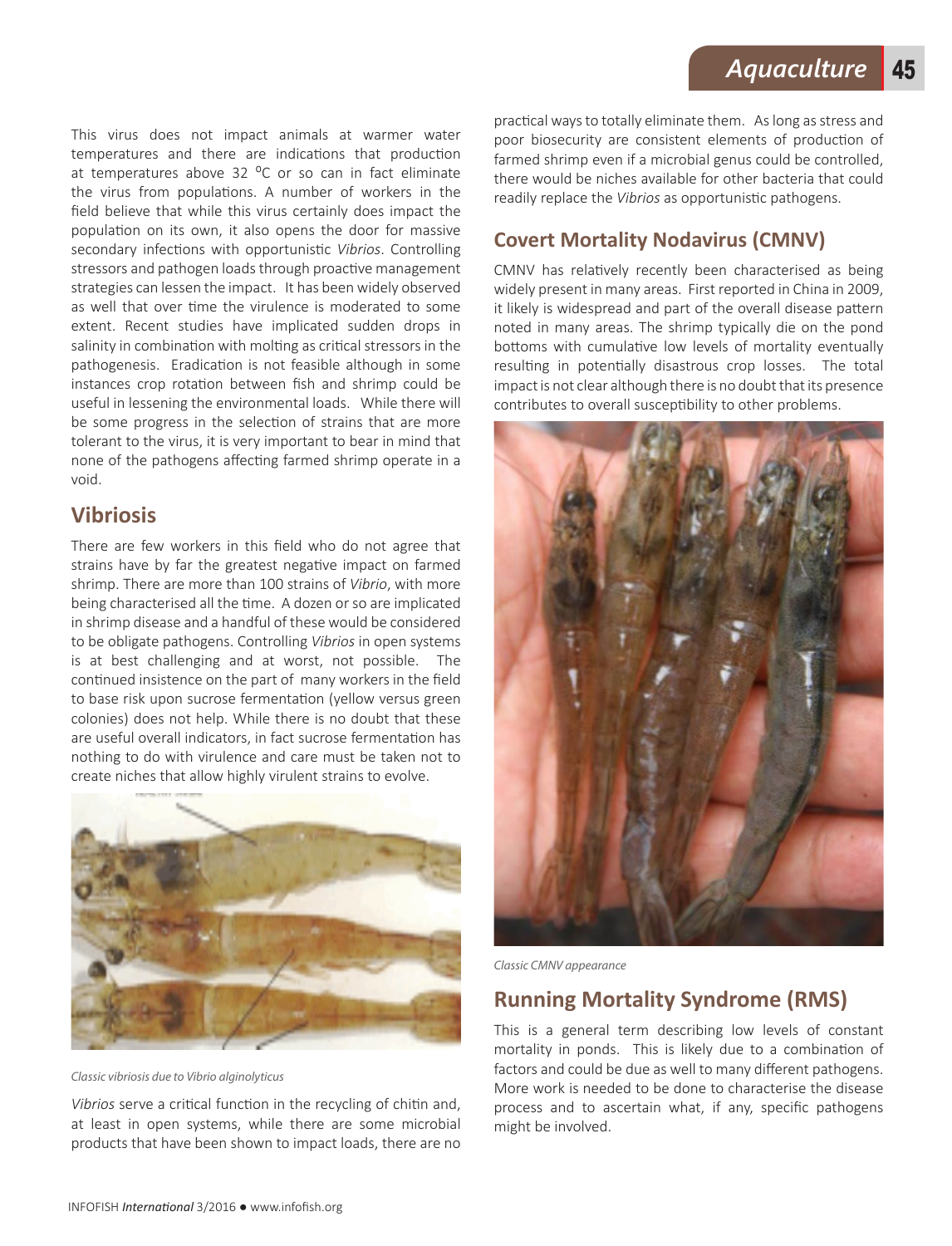This virus does not impact animals at warmer water temperatures and there are indications that production at temperatures above 32 °C or so can in fact eliminate the virus from populations. A number of workers in the field believe that while this virus certainly does impact the population on its own, it also opens the door for massive secondary infections with opportunistic *Vibrios*. Controlling stressors and pathogen loads through proactive management strategies can lessen the impact. It has been widely observed as well that over time the virulence is moderated to some extent. Recent studies have implicated sudden drops in salinity in combination with molting as critical stressors in the pathogenesis. Eradication is not feasible although in some instances crop rotation between fish and shrimp could be useful in lessening the environmental loads. While there will be some progress in the selection of strains that are more tolerant to the virus, it is very important to bear in mind that none of the pathogens affecting farmed shrimp operate in a void.

## Vibriosis

There are few workers in this field who do not agree that strains have by far the greatest negative impact on farmed shrimp. There are more than 100 strains of *Vibrio*, with more being characterised all the time. A dozen or so are implicated in shrimp disease and a handful of these would be considered to be obligate pathogens. Controlling *Vibrios* in open systems is at best challenging and at worst, not possible. The continued insistence on the part of many workers in the field to base risk upon sucrose fermentation (yellow versus green colonies) does not help. While there is no doubt that these are useful overall indicators, in fact sucrose fermentation has nothing to do with virulence and care must be taken not to create niches that allow highly virulent strains to evolve.

*Classic vibriosis due to Vibrio alginolyticus*

*Vibrios* serve a critical function in the recycling of chitin and, at least in open systems, while there are some microbial products that have been shown to impact loads, there are no practical ways to totally eliminate them. As long as stress and poor biosecurity are consistent elements of production of farmed shrimp even if a microbial genus could be controlled, there would be niches available for other bacteria that could readily replace the *Vibrios* as opportunistic pathogens.

## Covert Mortality Nodavirus (CMNV)

CMNV has relatively recently been characterised as being widely present in many areas. First reported in China in 2009, it likely is widespread and part of the overall disease pattern noted in many areas. The shrimp typically die on the pond bottoms with cumulative low levels of mortality eventually resulting in potentially disastrous crop losses. The total impact is not clear although there is no doubt that its presence contributes to overall susceptibility to other problems.

*Classic CMNV appearance*

## Running Mortality Syndrome (RMS)

This is a general term describing low levels of constant mortality in ponds. This is likely due to a combination of factors and could be due as well to many different pathogens. More work is needed to be done to characterise the disease process and to ascertain what, if any, specific pathogens might be involved.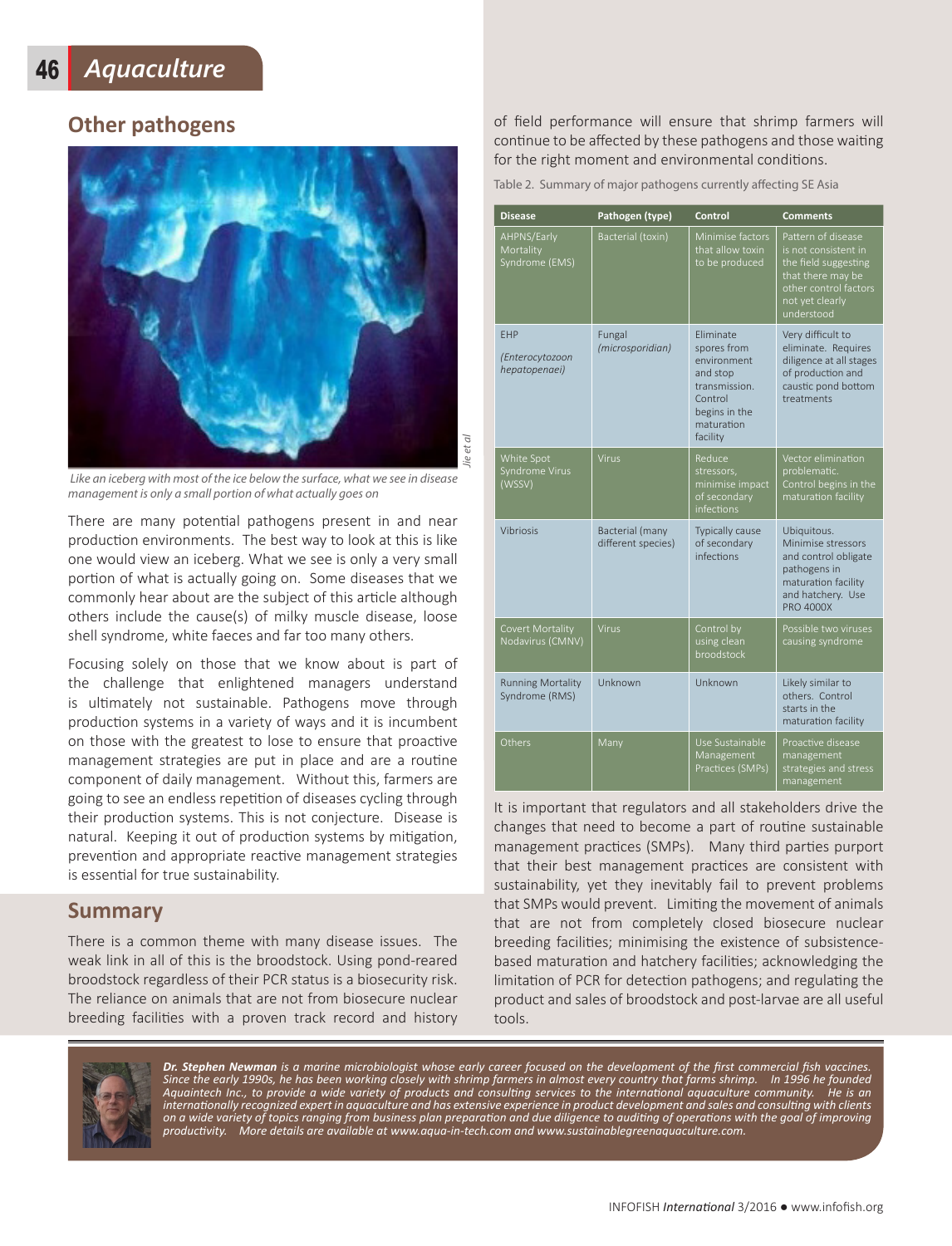## Other pathogens

Like an iceberg with most of the ice below the surface, what we see in disease management is only a small portion of what actually goes on

There are many potential pathogens present in and near production environments. The best way to look at this is like one would view an iceberg. What we see is only a very small portion of what is actually going on. Some diseases that we commonly hear about are the subject of this article although others include the cause(s) of milky muscle disease, loose shell syndrome, white faeces and far too many others.

Focusing solely on those that we know about is part of the challenge that enlightened managers understand is ultimately not sustainable. Pathogens move through production systems in a variety of ways and it is incumbent on those with the greatest to lose to ensure that proactive management strategies are put in place and are a routine component of daily management. Without this, farmers are going to see an endless repetition of diseases cycling through their production systems. This is not conjecture. Disease is natural. Keeping it out of production systems by mitigation, prevention and appropriate reactive management strategies is essential for true sustainability.

## Summary

There is a common theme with many disease issues. The weak link in all of this is the broodstock. Using pond-reared broodstock regardless of their PCR status is a biosecurity risk. The reliance on animals that are not from biosecure nuclear breeding facilities with a proven track record and history of field performance will ensure that shrimp farmers will continue to be affected by these pathogens and those waiting for the right moment and environmental conditions.

Table 2. Summary of major pathogens currently affecting SE Asia

| Disease | Pathogen (type) | Control | Comments |
|---|---|---|---|
| AHPNS/Early Mortality Syndrome (EMS) | Bacterial (toxin) | Minimise factors that allow toxin to be produced | Pattern of disease is not consistent in the field suggesting that there may be other control factors not yet clearly understood |
| EHP *(Enterocytozoon hepatopenaei)* | Fungal *(microsporidian)* | Eliminate spores from environment and stop transmission. Control begins in the maturation facility | Very difficult to eliminate. Requires diligence at all stages of production and caustic pond bottom treatments |
| White Spot Syndrome Virus (WSSV) | Virus | Reduce stressors, minimise impact of secondary infections | Vector elimination problematic. Control begins in the maturation facility |
| Vibriosis | Bacterial (many different species) | Typically cause of secondary infections | Ubiquitous. Minimise stressors and control obligate pathogens in maturation facility and hatchery. Use PRO 4000X |
| Covert Mortality Nodavirus (CMNV) | Virus | Control by using clean broodstock | Possible two viruses causing syndrome |
| Running Mortality Syndrome (RMS) | Unknown | Unknown | Likely similar to others. Control starts in the maturation facility |
| Others | Many | Use Sustainable Management Practices (SMPs) | Proactive disease management strategies and stress management |

It is important that regulators and all stakeholders drive the changes that need to become a part of routine sustainable management practices (SMPs). Many third parties purport that their best management practices are consistent with sustainability, yet they inevitably fail to prevent problems that SMPs would prevent. Limiting the movement of animals that are not from completely closed biosecure nuclear breeding facilities; minimising the existence of subsistence-based maturation and hatchery facilities; acknowledging the limitation of PCR for detection pathogens; and regulating the product and sales of broodstock and post-larvae are all useful tools.

***Dr. Stephen Newman*** *is a marine microbiologist whose early career focused on the development of the first commercial fish vaccines. Since the early 1990s, he has been working closely with shrimp farmers in almost every country that farms shrimp. In 1996 he founded Aquaintech Inc., to provide a wide variety of products and consulting services to the international aquaculture community. He is an internationally recognized expert in aquaculture and has extensive experience in product development and sales and consulting with clients on a wide variety of topics ranging from business plan preparation and due diligence to auditing of operations with the goal of improving productivity. More details are available at www.aqua-in-tech.com and www.sustainablegreenaquaculture.com.*